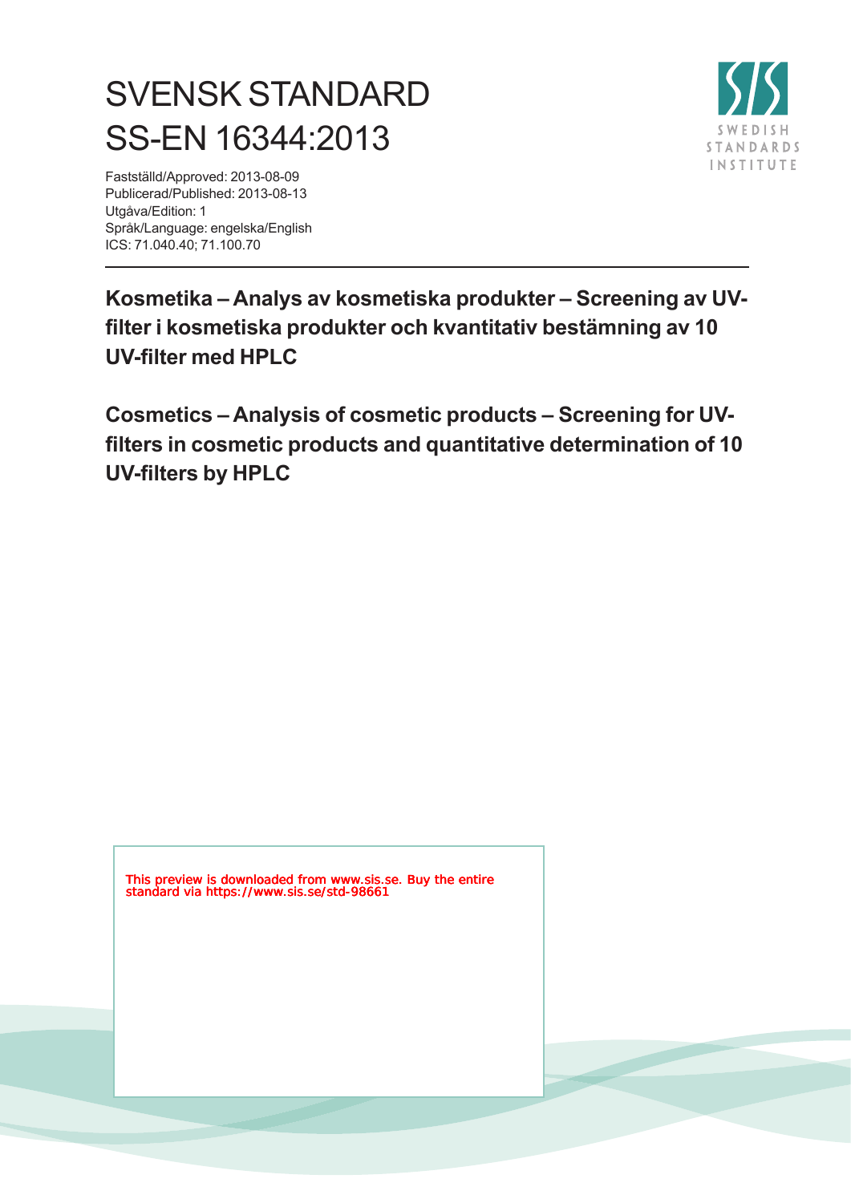# SVENSK STANDARD
# SS-EN 16344:2013

Fastställd/Approved: 2013-08-09
Publicerad/Published: 2013-08-13
Utgåva/Edition: 1
Språk/Language: engelska/English
ICS: 71.040.40; 71.100.70

## Kosmetika – Analys av kosmetiska produkter – Screening av UV-filter i kosmetiska produkter och kvantitativ bestämning av 10 UV-filter med HPLC

## Cosmetics – Analysis of cosmetic products – Screening for UV-filters in cosmetic products and quantitative determination of 10 UV-filters by HPLC

This preview is downloaded from www.sis.se. Buy the entire standard via https://www.sis.se/std-98661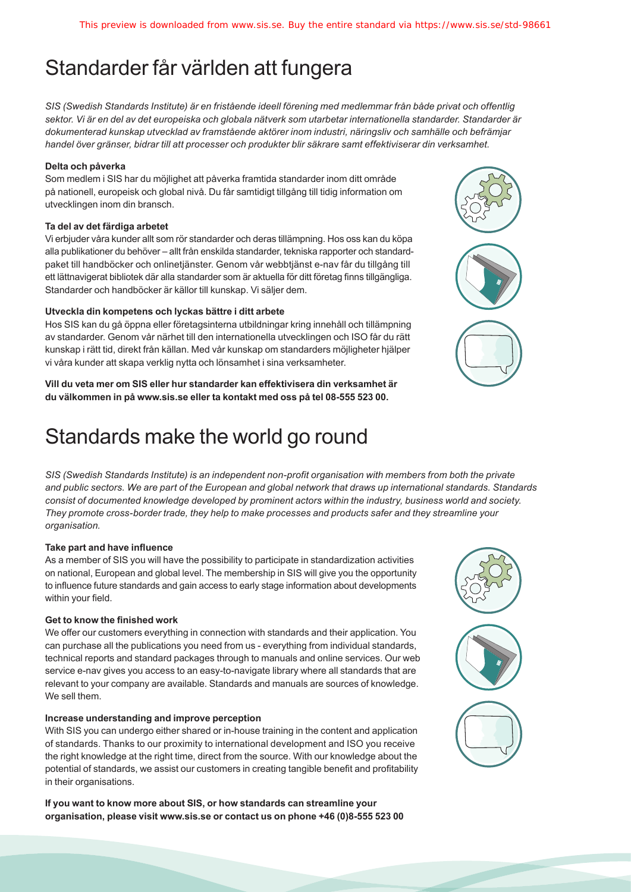# Standarder får världen att fungera

*SIS (Swedish Standards Institute) är en fristående ideell förening med medlemmar från både privat och offentlig sektor. Vi är en del av det europeiska och globala nätverk som utarbetar internationella standarder. Standarder är dokumenterad kunskap utvecklad av framstående aktörer inom industri, näringsliv och samhälle och befrämjar handel över gränser, bidrar till att processer och produkter blir säkrare samt effektiviserar din verksamhet.*

**Delta och påverka**

Som medlem i SIS har du möjlighet att påverka framtida standarder inom ditt område på nationell, europeisk och global nivå. Du får samtidigt tillgång till tidig information om utvecklingen inom din bransch.

**Ta del av det färdiga arbetet**

Vi erbjuder våra kunder allt som rör standarder och deras tillämpning. Hos oss kan du köpa alla publikationer du behöver – allt från enskilda standarder, tekniska rapporter och standardpaket till handböcker och onlinetjänster. Genom vår webbtjänst e-nav får du tillgång till ett lättnavigerat bibliotek där alla standarder som är aktuella för ditt företag finns tillgängliga. Standarder och handböcker är källor till kunskap. Vi säljer dem.

**Utveckla din kompetens och lyckas bättre i ditt arbete**

Hos SIS kan du gå öppna eller företagsinterna utbildningar kring innehåll och tillämpning av standarder. Genom vår närhet till den internationella utvecklingen och ISO får du rätt kunskap i rätt tid, direkt från källan. Med vår kunskap om standarders möjligheter hjälper vi våra kunder att skapa verklig nytta och lönsamhet i sina verksamheter.

**Vill du veta mer om SIS eller hur standarder kan effektivisera din verksamhet är du välkommen in på www.sis.se eller ta kontakt med oss på tel 08-555 523 00.**

# Standards make the world go round

*SIS (Swedish Standards Institute) is an independent non-profit organisation with members from both the private and public sectors. We are part of the European and global network that draws up international standards. Standards consist of documented knowledge developed by prominent actors within the industry, business world and society. They promote cross-border trade, they help to make processes and products safer and they streamline your organisation.*

**Take part and have influence**

As a member of SIS you will have the possibility to participate in standardization activities on national, European and global level. The membership in SIS will give you the opportunity to influence future standards and gain access to early stage information about developments within your field.

**Get to know the finished work**

We offer our customers everything in connection with standards and their application. You can purchase all the publications you need from us - everything from individual standards, technical reports and standard packages through to manuals and online services. Our web service e-nav gives you access to an easy-to-navigate library where all standards that are relevant to your company are available. Standards and manuals are sources of knowledge. We sell them.

**Increase understanding and improve perception**

With SIS you can undergo either shared or in-house training in the content and application of standards. Thanks to our proximity to international development and ISO you receive the right knowledge at the right time, direct from the source. With our knowledge about the potential of standards, we assist our customers in creating tangible benefit and profitability in their organisations.

**If you want to know more about SIS, or how standards can streamline your organisation, please visit www.sis.se or contact us on phone +46 (0)8-555 523 00**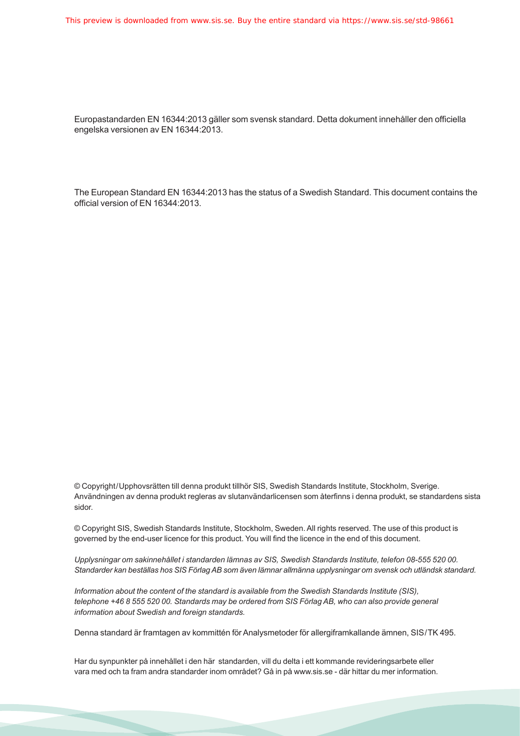Europastandarden EN 16344:2013 gäller som svensk standard. Detta dokument innehåller den officiella engelska versionen av EN 16344:2013.

The European Standard EN 16344:2013 has the status of a Swedish Standard. This document contains the official version of EN 16344:2013.

© Copyright/Upphovsrätten till denna produkt tillhör SIS, Swedish Standards Institute, Stockholm, Sverige. Användningen av denna produkt regleras av slutanvändarlicensen som återfinns i denna produkt, se standardens sista sidor.

© Copyright SIS, Swedish Standards Institute, Stockholm, Sweden. All rights reserved. The use of this product is governed by the end-user licence for this product. You will find the licence in the end of this document.

*Upplysningar om sakinnehållet i standarden lämnas av SIS, Swedish Standards Institute, telefon 08-555 520 00. Standarder kan beställas hos SIS Förlag AB som även lämnar allmänna upplysningar om svensk och utländsk standard.*

*Information about the content of the standard is available from the Swedish Standards Institute (SIS), telephone +46 8 555 520 00. Standards may be ordered from SIS Förlag AB, who can also provide general information about Swedish and foreign standards.*

Denna standard är framtagen av kommittén för Analysmetoder för allergiframkallande ämnen, SIS/TK 495.

Har du synpunkter på innehållet i den här standarden, vill du delta i ett kommande revideringsarbete eller vara med och ta fram andra standarder inom området? Gå in på www.sis.se - där hittar du mer information.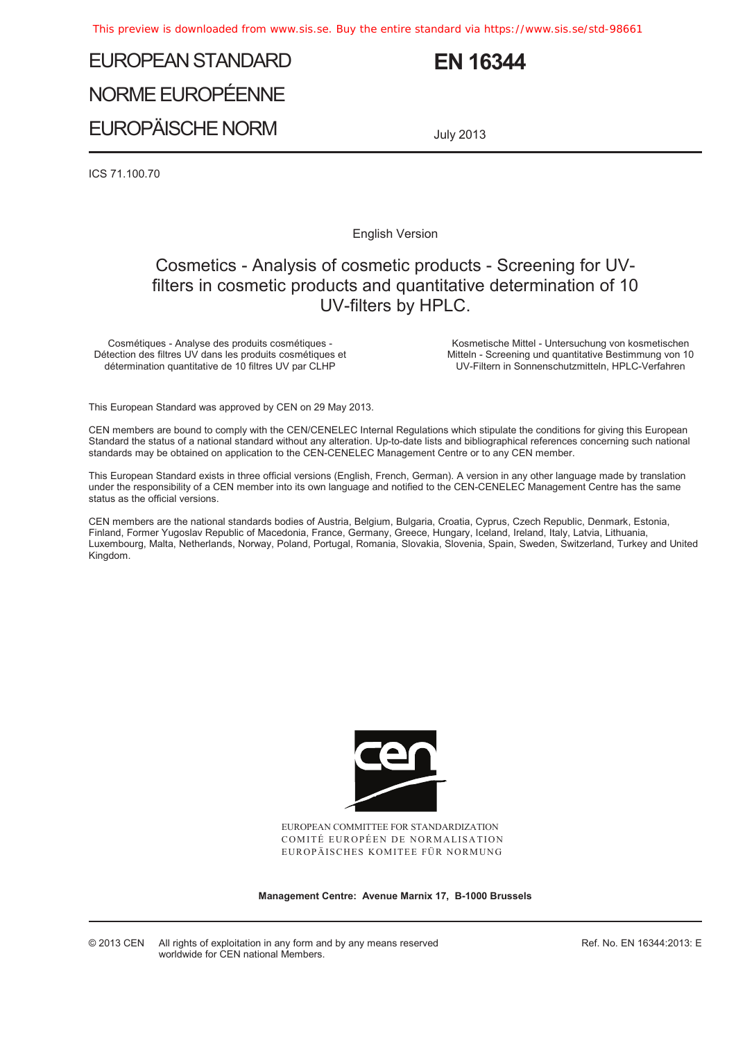# EUROPEAN STANDARD
# NORME EUROPÉENNE
# EUROPÄISCHE NORM

**EN 16344**

July 2013

ICS 71.100.70

English Version

## Cosmetics - Analysis of cosmetic products - Screening for UV-filters in cosmetic products and quantitative determination of 10 UV-filters by HPLC.

Cosmétiques - Analyse des produits cosmétiques - Détection des filtres UV dans les produits cosmétiques et détermination quantitative de 10 filtres UV par CLHP

Kosmetische Mittel - Untersuchung von kosmetischen Mitteln - Screening und quantitative Bestimmung von 10 UV-Filtern in Sonnenschutzmitteln, HPLC-Verfahren

This European Standard was approved by CEN on 29 May 2013.

CEN members are bound to comply with the CEN/CENELEC Internal Regulations which stipulate the conditions for giving this European Standard the status of a national standard without any alteration. Up-to-date lists and bibliographical references concerning such national standards may be obtained on application to the CEN-CENELEC Management Centre or to any CEN member.

This European Standard exists in three official versions (English, French, German). A version in any other language made by translation under the responsibility of a CEN member into its own language and notified to the CEN-CENELEC Management Centre has the same status as the official versions.

CEN members are the national standards bodies of Austria, Belgium, Bulgaria, Croatia, Cyprus, Czech Republic, Denmark, Estonia, Finland, Former Yugoslav Republic of Macedonia, France, Germany, Greece, Hungary, Iceland, Ireland, Italy, Latvia, Lithuania, Luxembourg, Malta, Netherlands, Norway, Poland, Portugal, Romania, Slovakia, Slovenia, Spain, Sweden, Switzerland, Turkey and United Kingdom.

EUROPEAN COMMITTEE FOR STANDARDIZATION
COMITÉ EUROPÉEN DE NORMALISATION
EUROPÄISCHES KOMITEE FÜR NORMUNG

**Management Centre: Avenue Marnix 17, B-1000 Brussels**

© 2013 CEN All rights of exploitation in any form and by any means reserved worldwide for CEN national Members.

Ref. No. EN 16344:2013: E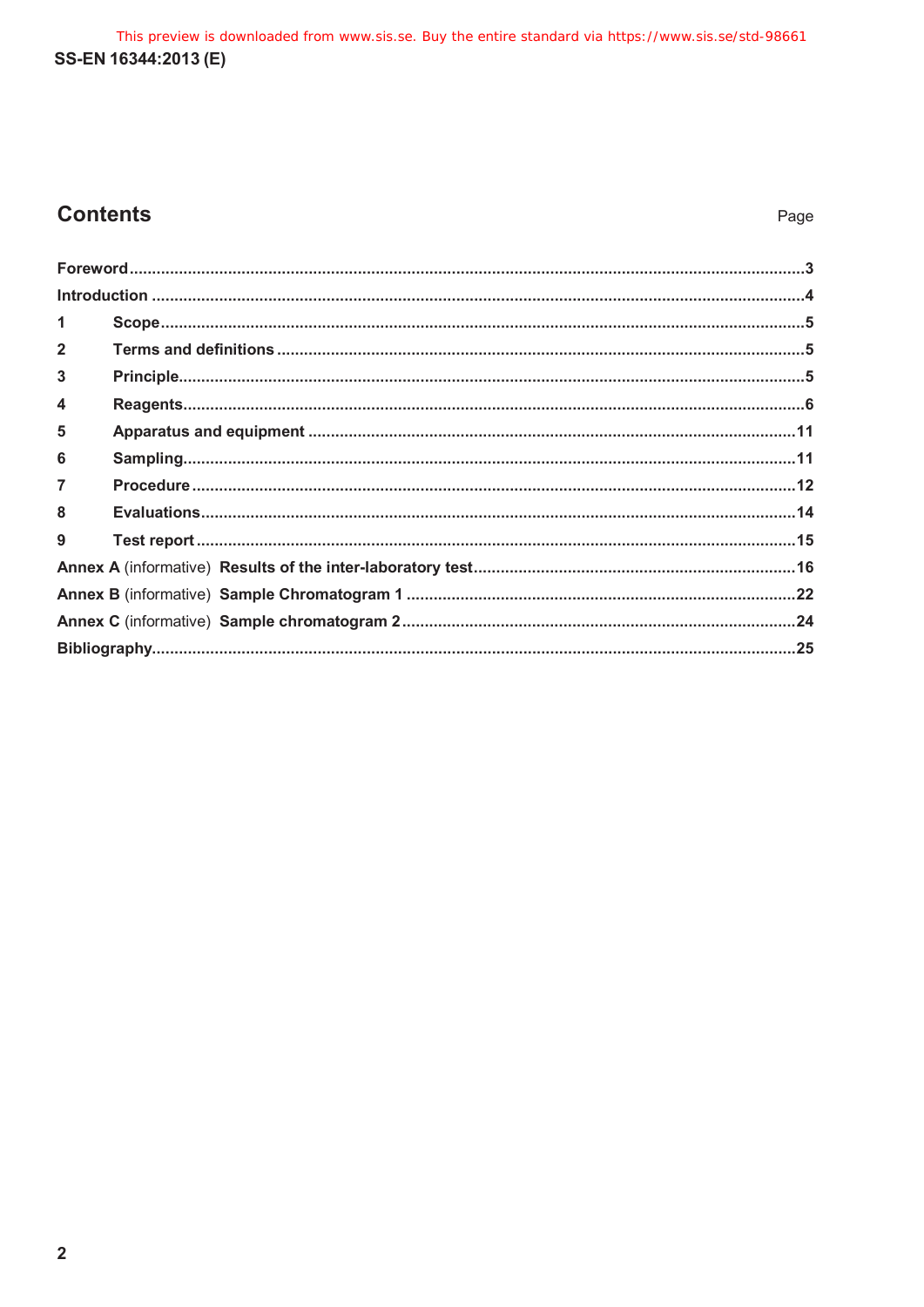## Contents

| | Page |
|---|---|
| Foreword | 3 |
| Introduction | 4 |
| 1 Scope | 5 |
| 2 Terms and definitions | 5 |
| 3 Principle | 5 |
| 4 Reagents | 6 |
| 5 Apparatus and equipment | 11 |
| 6 Sampling | 11 |
| 7 Procedure | 12 |
| 8 Evaluations | 14 |
| 9 Test report | 15 |
| Annex A (informative) Results of the inter-laboratory test | 16 |
| Annex B (informative) Sample Chromatogram 1 | 22 |
| Annex C (informative) Sample chromatogram 2 | 24 |
| Bibliography | 25 |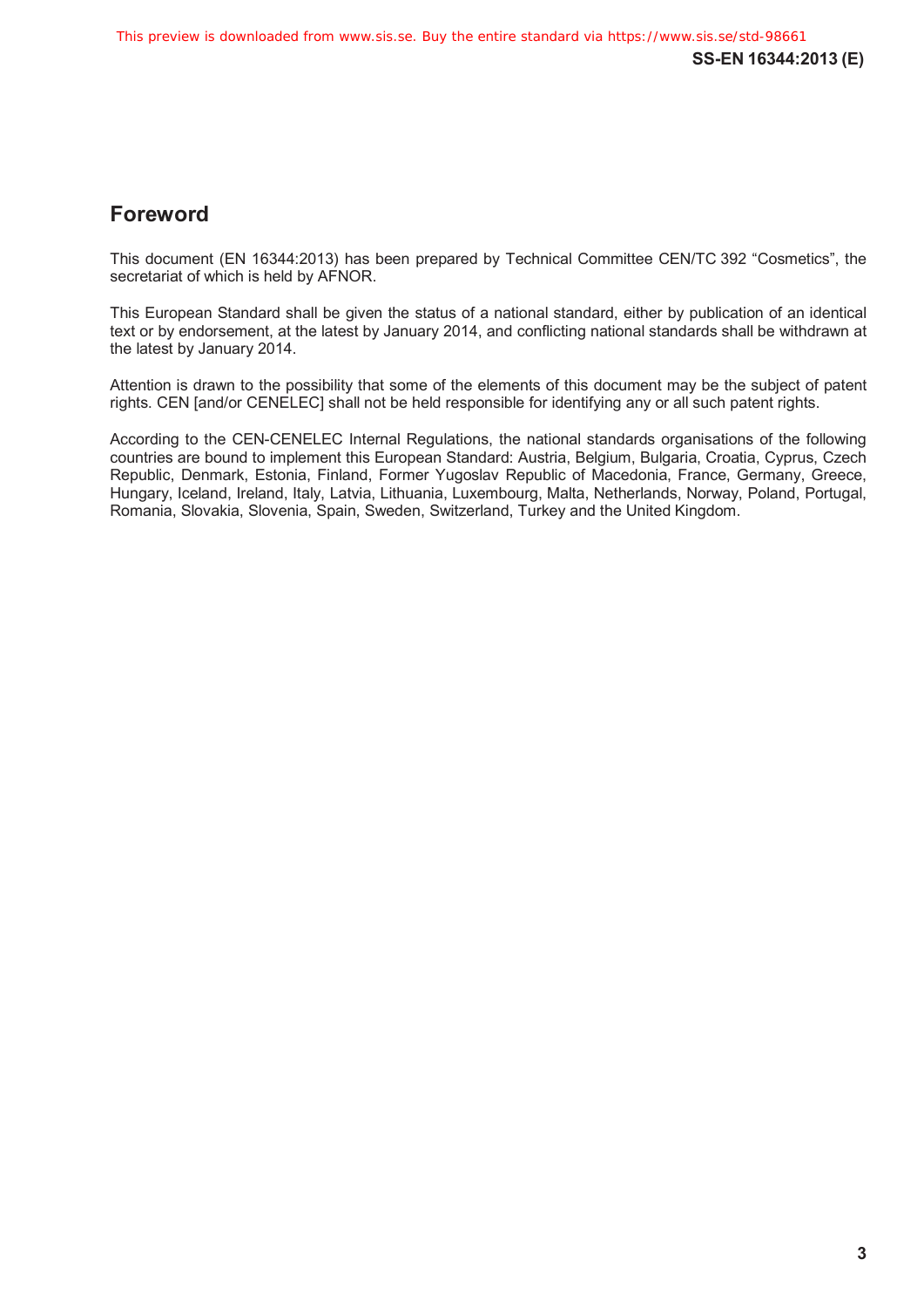# Foreword

This document (EN 16344:2013) has been prepared by Technical Committee CEN/TC 392 “Cosmetics”, the secretariat of which is held by AFNOR.

This European Standard shall be given the status of a national standard, either by publication of an identical text or by endorsement, at the latest by January 2014, and conflicting national standards shall be withdrawn at the latest by January 2014.

Attention is drawn to the possibility that some of the elements of this document may be the subject of patent rights. CEN [and/or CENELEC] shall not be held responsible for identifying any or all such patent rights.

According to the CEN-CENELEC Internal Regulations, the national standards organisations of the following countries are bound to implement this European Standard: Austria, Belgium, Bulgaria, Croatia, Cyprus, Czech Republic, Denmark, Estonia, Finland, Former Yugoslav Republic of Macedonia, France, Germany, Greece, Hungary, Iceland, Ireland, Italy, Latvia, Lithuania, Luxembourg, Malta, Netherlands, Norway, Poland, Portugal, Romania, Slovakia, Slovenia, Spain, Sweden, Switzerland, Turkey and the United Kingdom.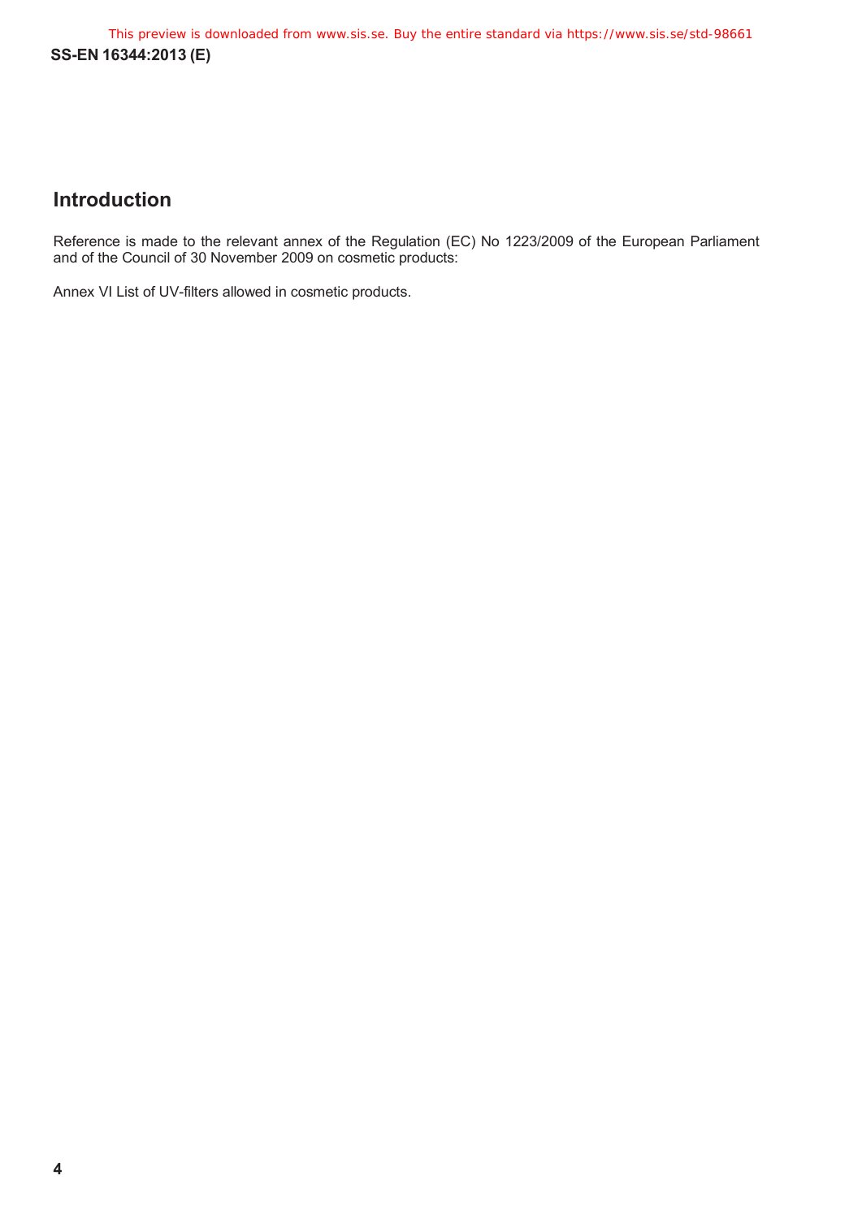## Introduction

Reference is made to the relevant annex of the Regulation (EC) No 1223/2009 of the European Parliament and of the Council of 30 November 2009 on cosmetic products:

Annex VI List of UV-filters allowed in cosmetic products.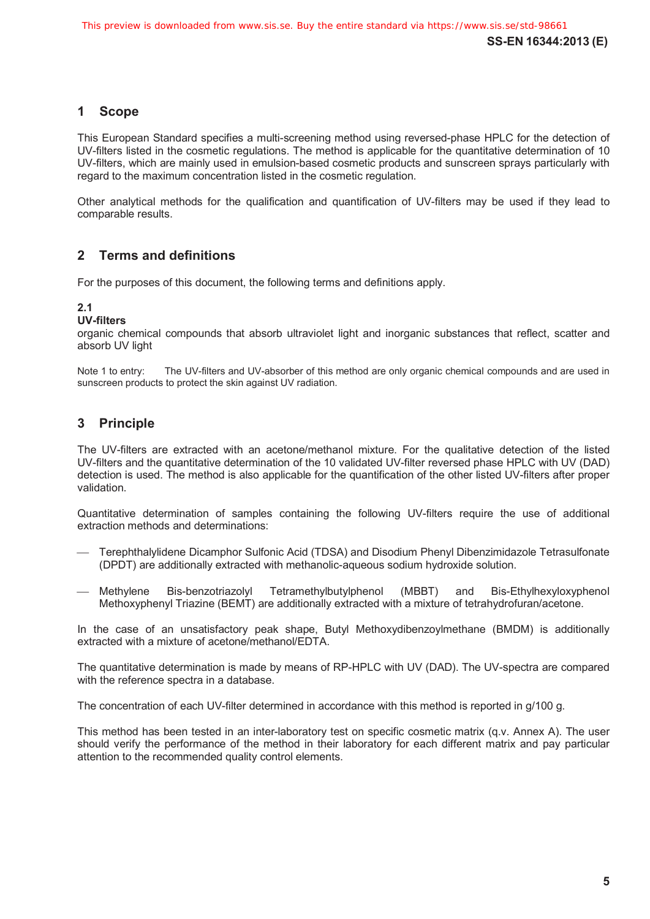## 1 Scope

This European Standard specifies a multi-screening method using reversed-phase HPLC for the detection of UV-filters listed in the cosmetic regulations. The method is applicable for the quantitative determination of 10 UV-filters, which are mainly used in emulsion-based cosmetic products and sunscreen sprays particularly with regard to the maximum concentration listed in the cosmetic regulation.

Other analytical methods for the qualification and quantification of UV-filters may be used if they lead to comparable results.

## 2 Terms and definitions

For the purposes of this document, the following terms and definitions apply.

**2.1**
**UV-filters**
organic chemical compounds that absorb ultraviolet light and inorganic substances that reflect, scatter and absorb UV light

Note 1 to entry: The UV-filters and UV-absorber of this method are only organic chemical compounds and are used in sunscreen products to protect the skin against UV radiation.

## 3 Principle

The UV-filters are extracted with an acetone/methanol mixture. For the qualitative detection of the listed UV-filters and the quantitative determination of the 10 validated UV-filter reversed phase HPLC with UV (DAD) detection is used. The method is also applicable for the quantification of the other listed UV-filters after proper validation.

Quantitative determination of samples containing the following UV-filters require the use of additional extraction methods and determinations:

- Terephthalylidene Dicamphor Sulfonic Acid (TDSA) and Disodium Phenyl Dibenzimidazole Tetrasulfonate (DPDT) are additionally extracted with methanolic-aqueous sodium hydroxide solution.
- Methylene Bis-benzotriazolyl Tetramethylbutylphenol (MBBT) and Bis-Ethylhexyloxyphenol Methoxyphenyl Triazine (BEMT) are additionally extracted with a mixture of tetrahydrofuran/acetone.

In the case of an unsatisfactory peak shape, Butyl Methoxydibenzoylmethane (BMDM) is additionally extracted with a mixture of acetone/methanol/EDTA.

The quantitative determination is made by means of RP-HPLC with UV (DAD). The UV-spectra are compared with the reference spectra in a database.

The concentration of each UV-filter determined in accordance with this method is reported in g/100 g.

This method has been tested in an inter-laboratory test on specific cosmetic matrix (q.v. Annex A). The user should verify the performance of the method in their laboratory for each different matrix and pay particular attention to the recommended quality control elements.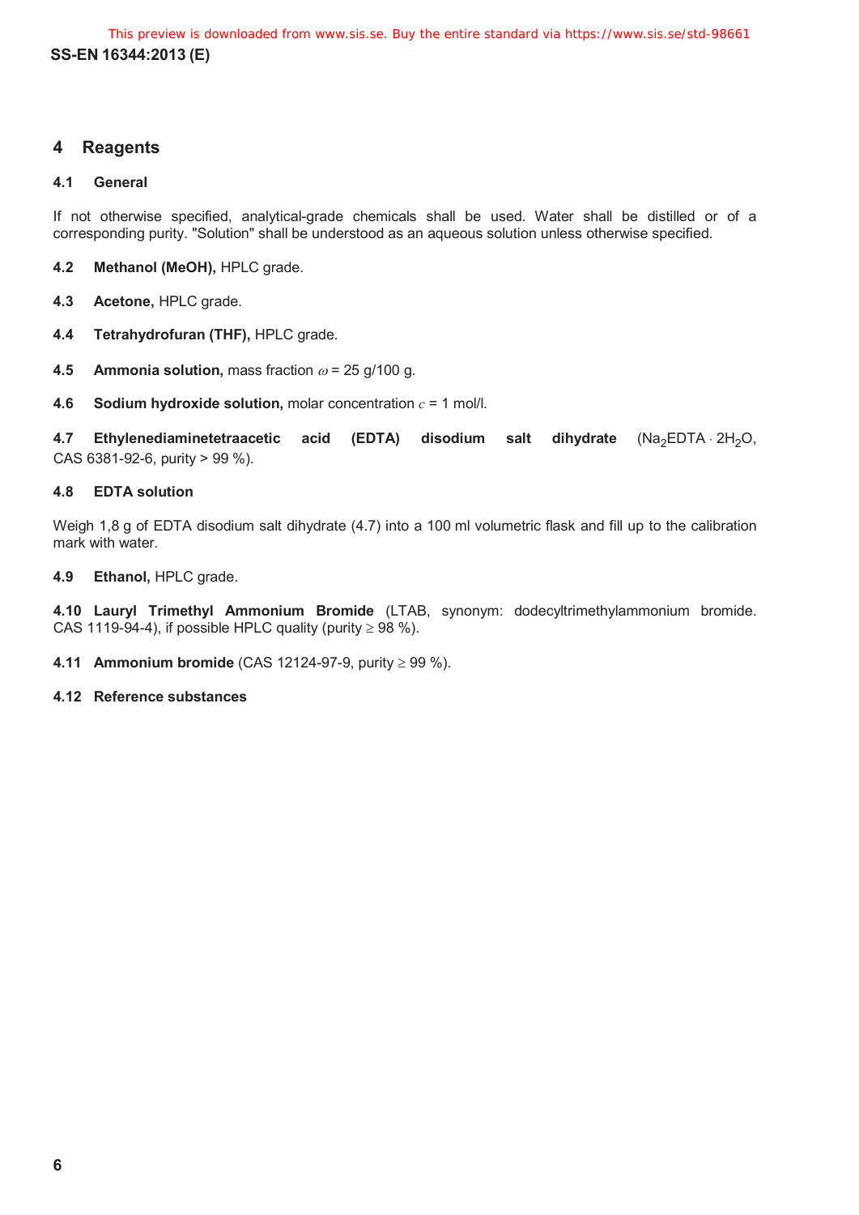## 4 Reagents

### 4.1 General

If not otherwise specified, analytical-grade chemicals shall be used. Water shall be distilled or of a corresponding purity. "Solution" shall be understood as an aqueous solution unless otherwise specified.

**4.2 Methanol (MeOH),** HPLC grade.

**4.3 Acetone,** HPLC grade.

**4.4 Tetrahydrofuran (THF),** HPLC grade.

**4.5 Ammonia solution,** mass fraction $\omega$ = 25 g/100 g.

**4.6 Sodium hydroxide solution,** molar concentration $c$ = 1 mol/l.

**4.7 Ethylenediaminetetraacetic acid (EDTA) disodium salt dihydrate** ($Na_2EDTA \cdot 2H_2O$, CAS 6381-92-6, purity > 99 %).

### 4.8 EDTA solution

Weigh 1,8 g of EDTA disodium salt dihydrate (4.7) into a 100 ml volumetric flask and fill up to the calibration mark with water.

**4.9 Ethanol,** HPLC grade.

**4.10 Lauryl Trimethyl Ammonium Bromide** (LTAB, synonym: dodecyltrimethylammonium bromide. CAS 1119-94-4), if possible HPLC quality (purity ≥ 98 %).

**4.11 Ammonium bromide** (CAS 12124-97-9, purity ≥ 99 %).

### 4.12 Reference substances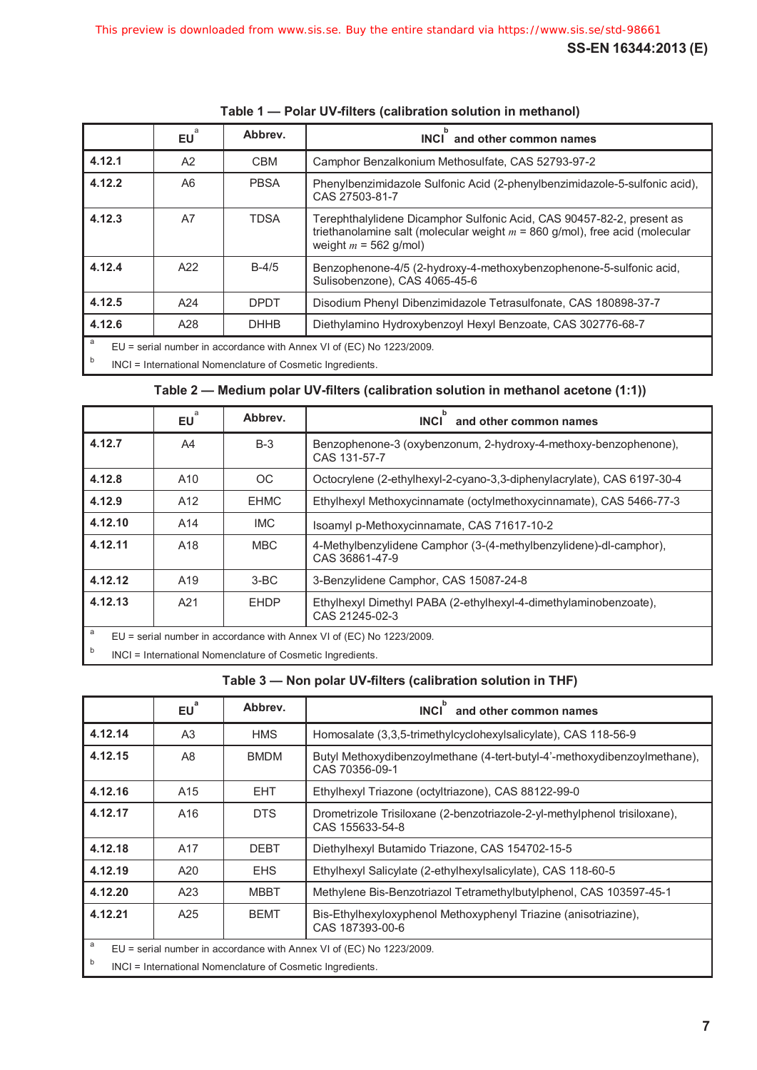**Table 1 — Polar UV-filters (calibration solution in methanol)**

| | EU[a] | Abbrev. | INCI[b] and other common names |
|---|---|---|---|
| **4.12.1** | A2 | CBM | Camphor Benzalkonium Methosulfate, CAS 52793-97-2 |
| **4.12.2** | A6 | PBSA | Phenylbenzimidazole Sulfonic Acid (2-phenylbenzimidazole-5-sulfonic acid), CAS 27503-81-7 |
| **4.12.3** | A7 | TDSA | Terephthalylidene Dicamphor Sulfonic Acid, CAS 90457-82-2, present as triethanolamine salt (molecular weight $m$ = 860 g/mol), free acid (molecular weight $m$ = 562 g/mol) |
| **4.12.4** | A22 | B-4/5 | Benzophenone-4/5 (2-hydroxy-4-methoxybenzophenone-5-sulfonic acid, Sulisobenzone), CAS 4065-45-6 |
| **4.12.5** | A24 | DPDT | Disodium Phenyl Dibenzimidazole Tetrasulfonate, CAS 180898-37-7 |
| **4.12.6** | A28 | DHHB | Diethylamino Hydroxybenzoyl Hexyl Benzoate, CAS 302776-68-7 |

[a] EU = serial number in accordance with Annex VI of (EC) No 1223/2009.

[b] INCI = International Nomenclature of Cosmetic Ingredients.

**Table 2 — Medium polar UV-filters (calibration solution in methanol acetone (1:1))**

| | EU[a] | Abbrev. | INCI[b] and other common names |
|---|---|---|---|
| **4.12.7** | A4 | B-3 | Benzophenone-3 (oxybenzonum, 2-hydroxy-4-methoxy-benzophenone), CAS 131-57-7 |
| **4.12.8** | A10 | OC | Octocrylene (2-ethylhexyl-2-cyano-3,3-diphenylacrylate), CAS 6197-30-4 |
| **4.12.9** | A12 | EHMC | Ethylhexyl Methoxycinnamate (octylmethoxycinnamate), CAS 5466-77-3 |
| **4.12.10** | A14 | IMC | Isoamyl p-Methoxycinnamate, CAS 71617-10-2 |
| **4.12.11** | A18 | MBC | 4-Methylbenzylidene Camphor (3-(4-methylbenzylidene)-dl-camphor), CAS 36861-47-9 |
| **4.12.12** | A19 | 3-BC | 3-Benzylidene Camphor, CAS 15087-24-8 |
| **4.12.13** | A21 | EHDP | Ethylhexyl Dimethyl PABA (2-ethylhexyl-4-dimethylaminobenzoate), CAS 21245-02-3 |

[a] EU = serial number in accordance with Annex VI of (EC) No 1223/2009.

[b] INCI = International Nomenclature of Cosmetic Ingredients.

**Table 3 — Non polar UV-filters (calibration solution in THF)**

| | EU[a] | Abbrev. | INCI[b] and other common names |
|---|---|---|---|
| **4.12.14** | A3 | HMS | Homosalate (3,3,5-trimethylcyclohexylsalicylate), CAS 118-56-9 |
| **4.12.15** | A8 | BMDM | Butyl Methoxydibenzoylmethane (4-tert-butyl-4'-methoxydibenzoylmethane), CAS 70356-09-1 |
| **4.12.16** | A15 | EHT | Ethylhexyl Triazone (octyltriazone), CAS 88122-99-0 |
| **4.12.17** | A16 | DTS | Drometrizole Trisiloxane (2-benzotriazole-2-yl-methylphenol trisiloxane), CAS 155633-54-8 |
| **4.12.18** | A17 | DEBT | Diethylhexyl Butamido Triazone, CAS 154702-15-5 |
| **4.12.19** | A20 | EHS | Ethylhexyl Salicylate (2-ethylhexylsalicylate), CAS 118-60-5 |
| **4.12.20** | A23 | MBBT | Methylene Bis-Benzotriazol Tetramethylbutylphenol, CAS 103597-45-1 |
| **4.12.21** | A25 | BEMT | Bis-Ethylhexyloxyphenol Methoxyphenyl Triazine (anisotriazine), CAS 187393-00-6 |

[a] EU = serial number in accordance with Annex VI of (EC) No 1223/2009.

[b] INCI = International Nomenclature of Cosmetic Ingredients.